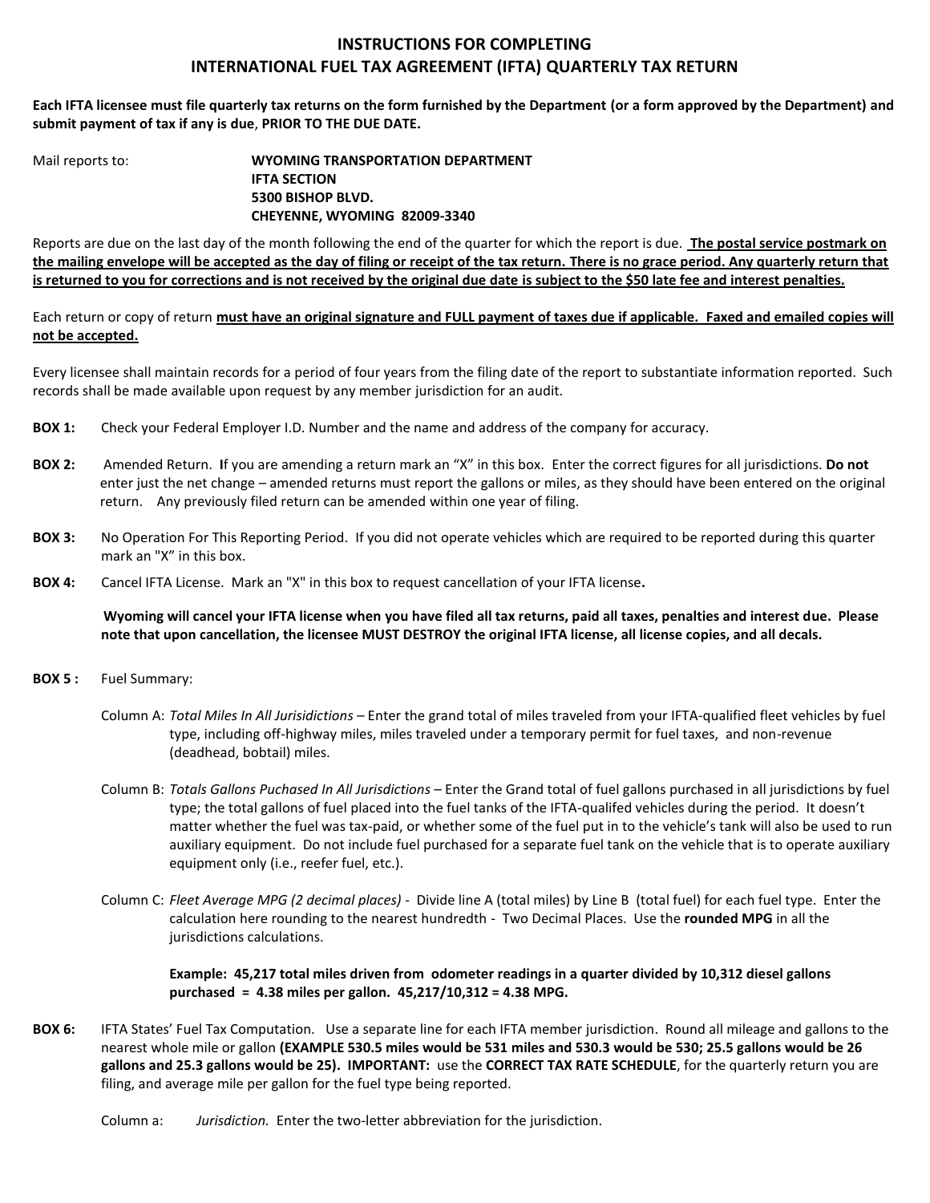# INSTRUCTIONS FOR COMPLETING
# INTERNATIONAL FUEL TAX AGREEMENT (IFTA) QUARTERLY TAX RETURN

**Each IFTA licensee must file quarterly tax returns on the form furnished by the Department (or a form approved by the Department) and submit payment of tax if any is due, PRIOR TO THE DUE DATE.**

Mail reports to:

**WYOMING TRANSPORTATION DEPARTMENT**
**IFTA SECTION**
**5300 BISHOP BLVD.**
**CHEYENNE, WYOMING 82009-3340**

Reports are due on the last day of the month following the end of the quarter for which the report is due. **The postal service postmark on the mailing envelope will be accepted as the day of filing or receipt of the tax return. There is no grace period. Any quarterly return that is returned to you for corrections and is not received by the original due date is subject to the $50 late fee and interest penalties.**

Each return or copy of return **must have an original signature and FULL payment of taxes due if applicable. Faxed and emailed copies will not be accepted.**

Every licensee shall maintain records for a period of four years from the filing date of the report to substantiate information reported. Such records shall be made available upon request by any member jurisdiction for an audit.

**BOX 1:** Check your Federal Employer I.D. Number and the name and address of the company for accuracy.

**BOX 2:** Amended Return. **I**f you are amending a return mark an "X" in this box. Enter the correct figures for all jurisdictions. **Do not** enter just the net change – amended returns must report the gallons or miles, as they should have been entered on the original return. Any previously filed return can be amended within one year of filing.

**BOX 3:** No Operation For This Reporting Period. If you did not operate vehicles which are required to be reported during this quarter mark an "X" in this box.

**BOX 4:** Cancel IFTA License. Mark an "X" in this box to request cancellation of your IFTA license**.**

**Wyoming will cancel your IFTA license when you have filed all tax returns, paid all taxes, penalties and interest due. Please note that upon cancellation, the licensee MUST DESTROY the original IFTA license, all license copies, and all decals.**

**BOX 5 :** Fuel Summary:

Column A: *Total Miles In All Jurisdictions* – Enter the grand total of miles traveled from your IFTA-qualified fleet vehicles by fuel type, including off-highway miles, miles traveled under a temporary permit for fuel taxes, and non-revenue (deadhead, bobtail) miles.

Column B: *Totals Gallons Puchased In All Jurisdictions* – Enter the Grand total of fuel gallons purchased in all jurisdictions by fuel type; the total gallons of fuel placed into the fuel tanks of the IFTA-qualifed vehicles during the period. It doesn't matter whether the fuel was tax-paid, or whether some of the fuel put in to the vehicle's tank will also be used to run auxiliary equipment. Do not include fuel purchased for a separate fuel tank on the vehicle that is to operate auxiliary equipment only (i.e., reefer fuel, etc.).

Column C: *Fleet Average MPG (2 decimal places)* - Divide line A (total miles) by Line B (total fuel) for each fuel type. Enter the calculation here rounding to the nearest hundredth - Two Decimal Places. Use the **rounded MPG** in all the jurisdictions calculations.

**Example: 45,217 total miles driven from odometer readings in a quarter divided by 10,312 diesel gallons purchased = 4.38 miles per gallon. 45,217/10,312 = 4.38 MPG.**

**BOX 6:** IFTA States' Fuel Tax Computation. Use a separate line for each IFTA member jurisdiction. Round all mileage and gallons to the nearest whole mile or gallon **(EXAMPLE 530.5 miles would be 531 miles and 530.3 would be 530; 25.5 gallons would be 26 gallons and 25.3 gallons would be 25). IMPORTANT:** use the **CORRECT TAX RATE SCHEDULE**, for the quarterly return you are filing, and average mile per gallon for the fuel type being reported.

Column a: *Jurisdiction.* Enter the two-letter abbreviation for the jurisdiction.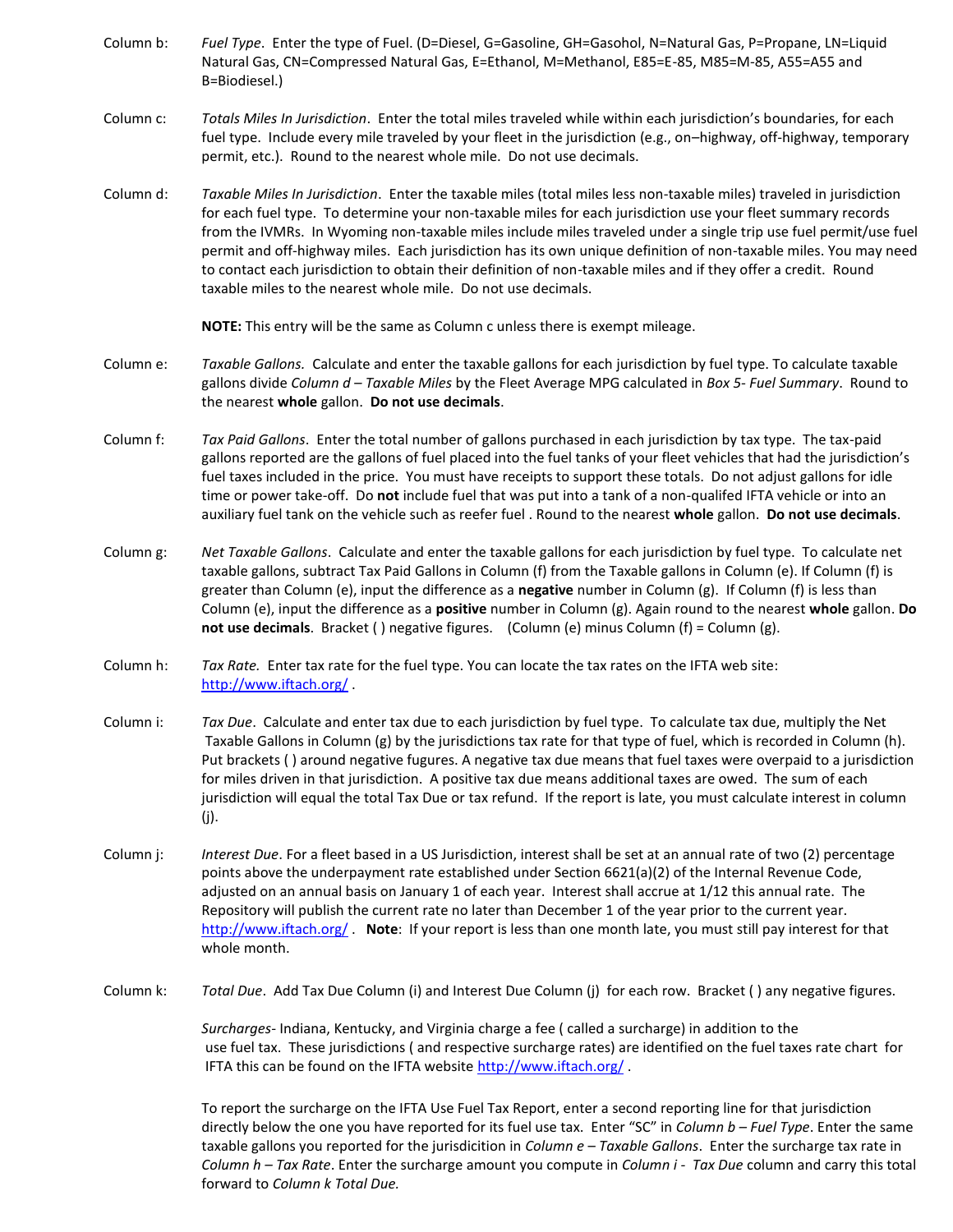**Column b:** *Fuel Type*. Enter the type of Fuel. (D=Diesel, G=Gasoline, GH=Gasohol, N=Natural Gas, P=Propane, LN=Liquid Natural Gas, CN=Compressed Natural Gas, E=Ethanol, M=Methanol, E85=E-85, M85=M-85, A55=A55 and B=Biodiesel.)

**Column c:** *Totals Miles In Jurisdiction*. Enter the total miles traveled while within each jurisdiction's boundaries, for each fuel type. Include every mile traveled by your fleet in the jurisdiction (e.g., on–highway, off-highway, temporary permit, etc.). Round to the nearest whole mile. Do not use decimals.

**Column d:** *Taxable Miles In Jurisdiction*. Enter the taxable miles (total miles less non-taxable miles) traveled in jurisdiction for each fuel type. To determine your non-taxable miles for each jurisdiction use your fleet summary records from the IVMRs. In Wyoming non-taxable miles include miles traveled under a single trip use fuel permit/use fuel permit and off-highway miles. Each jurisdiction has its own unique definition of non-taxable miles. You may need to contact each jurisdiction to obtain their definition of non-taxable miles and if they offer a credit. Round taxable miles to the nearest whole mile. Do not use decimals.

**NOTE:** This entry will be the same as Column c unless there is exempt mileage.

**Column e:** *Taxable Gallons.* Calculate and enter the taxable gallons for each jurisdiction by fuel type. To calculate taxable gallons divide *Column d – Taxable Miles* by the Fleet Average MPG calculated in *Box 5- Fuel Summary*. Round to the nearest **whole** gallon. **Do not use decimals**.

**Column f:** *Tax Paid Gallons*. Enter the total number of gallons purchased in each jurisdiction by tax type. The tax-paid gallons reported are the gallons of fuel placed into the fuel tanks of your fleet vehicles that had the jurisdiction's fuel taxes included in the price. You must have receipts to support these totals. Do not adjust gallons for idle time or power take-off. Do **not** include fuel that was put into a tank of a non-qualifed IFTA vehicle or into an auxiliary fuel tank on the vehicle such as reefer fuel . Round to the nearest **whole** gallon. **Do not use decimals**.

**Column g:** *Net Taxable Gallons*. Calculate and enter the taxable gallons for each jurisdiction by fuel type. To calculate net taxable gallons, subtract Tax Paid Gallons in Column (f) from the Taxable gallons in Column (e). If Column (f) is greater than Column (e), input the difference as a **negative** number in Column (g). If Column (f) is less than Column (e), input the difference as a **positive** number in Column (g). Again round to the nearest **whole** gallon. **Do not use decimals**. Bracket ( ) negative figures. (Column (e) minus Column (f) = Column (g).

**Column h:** *Tax Rate.* Enter tax rate for the fuel type. You can locate the tax rates on the IFTA web site: http://www.iftach.org/ .

**Column i:** *Tax Due*. Calculate and enter tax due to each jurisdiction by fuel type. To calculate tax due, multiply the Net Taxable Gallons in Column (g) by the jurisdictions tax rate for that type of fuel, which is recorded in Column (h). Put brackets ( ) around negative fugures. A negative tax due means that fuel taxes were overpaid to a jurisdiction for miles driven in that jurisdiction. A positive tax due means additional taxes are owed. The sum of each jurisdiction will equal the total Tax Due or tax refund. If the report is late, you must calculate interest in column (j).

**Column j:** *Interest Due*. For a fleet based in a US Jurisdiction, interest shall be set at an annual rate of two (2) percentage points above the underpayment rate established under Section 6621(a)(2) of the Internal Revenue Code, adjusted on an annual basis on January 1 of each year. Interest shall accrue at 1/12 this annual rate. The Repository will publish the current rate no later than December 1 of the year prior to the current year. http://www.iftach.org/ . **Note**: If your report is less than one month late, you must still pay interest for that whole month.

**Column k:** *Total Due*. Add Tax Due Column (i) and Interest Due Column (j) for each row. Bracket ( ) any negative figures.

*Surcharges*- Indiana, Kentucky, and Virginia charge a fee ( called a surcharge) in addition to the use fuel tax. These jurisdictions ( and respective surcharge rates) are identified on the fuel taxes rate chart for IFTA this can be found on the IFTA website http://www.iftach.org/ .

To report the surcharge on the IFTA Use Fuel Tax Report, enter a second reporting line for that jurisdiction directly below the one you have reported for its fuel use tax. Enter "SC" in *Column b – Fuel Type*. Enter the same taxable gallons you reported for the jurisdicition in *Column e – Taxable Gallons*. Enter the surcharge tax rate in *Column h – Tax Rate*. Enter the surcharge amount you compute in *Column i - Tax Due* column and carry this total forward to *Column k Total Due.*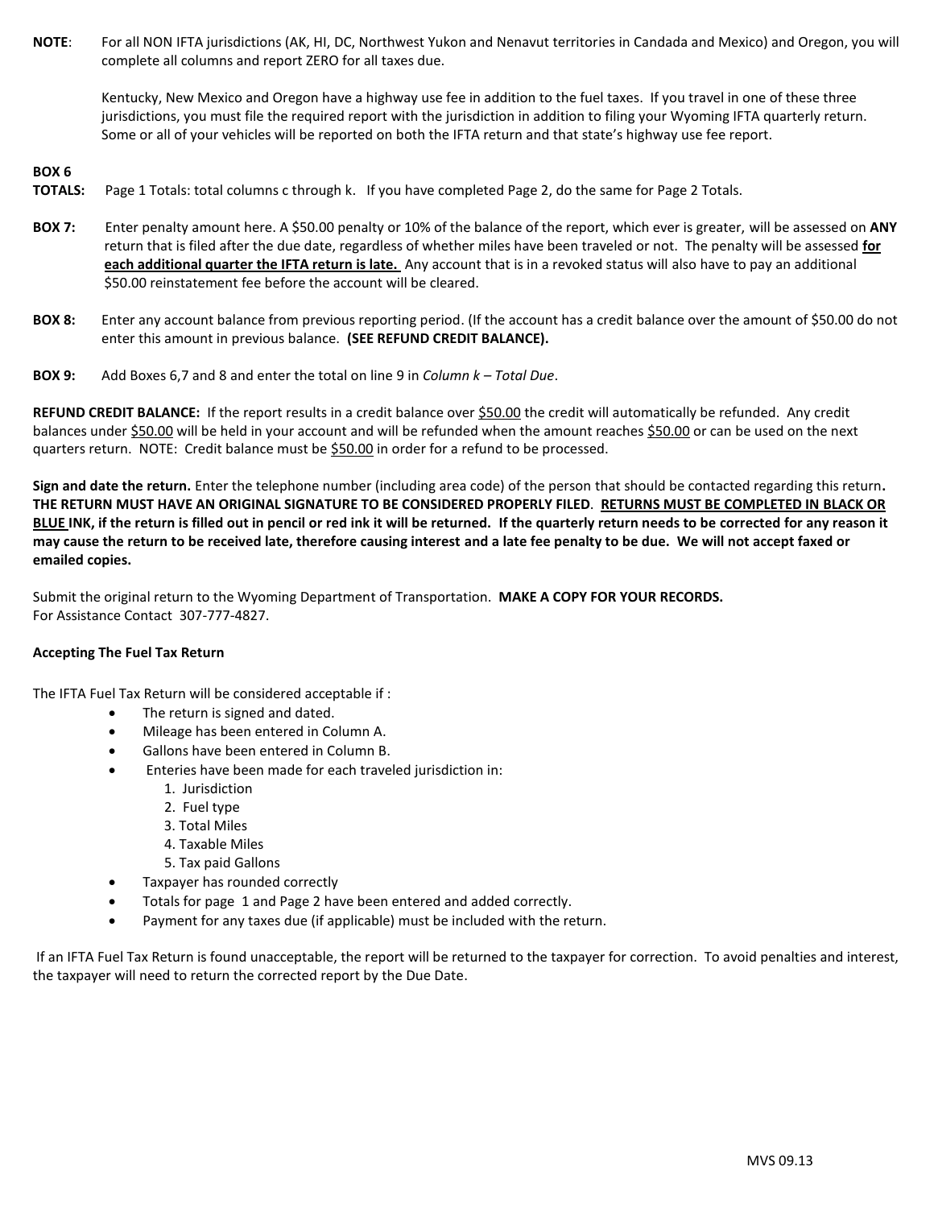**NOTE**: For all NON IFTA jurisdictions (AK, HI, DC, Northwest Yukon and Nenavut territories in Candada and Mexico) and Oregon, you will complete all columns and report ZERO for all taxes due.

Kentucky, New Mexico and Oregon have a highway use fee in addition to the fuel taxes. If you travel in one of these three jurisdictions, you must file the required report with the jurisdiction in addition to filing your Wyoming IFTA quarterly return. Some or all of your vehicles will be reported on both the IFTA return and that state's highway use fee report.

**BOX 6**
**TOTALS:** Page 1 Totals: total columns c through k. If you have completed Page 2, do the same for Page 2 Totals.

**BOX 7:** Enter penalty amount here. A $50.00 penalty or 10% of the balance of the report, which ever is greater, will be assessed on **ANY** return that is filed after the due date, regardless of whether miles have been traveled or not. The penalty will be assessed **<u>for each additional quarter the IFTA return is late.</u>** Any account that is in a revoked status will also have to pay an additional $50.00 reinstatement fee before the account will be cleared.

**BOX 8:** Enter any account balance from previous reporting period. (If the account has a credit balance over the amount of $50.00 do not enter this amount in previous balance. **(SEE REFUND CREDIT BALANCE).**

**BOX 9:** Add Boxes 6,7 and 8 and enter the total on line 9 in *Column k – Total Due*.

**REFUND CREDIT BALANCE:** If the report results in a credit balance over <u>$50.00</u> the credit will automatically be refunded. Any credit balances under <u>$50.00</u> will be held in your account and will be refunded when the amount reaches <u>$50.00</u> or can be used on the next quarters return. NOTE: Credit balance must be <u>$50.00</u> in order for a refund to be processed.

**Sign and date the return.** Enter the telephone number (including area code) of the person that should be contacted regarding this return**. THE RETURN MUST HAVE AN ORIGINAL SIGNATURE TO BE CONSIDERED PROPERLY FILED**. **<u>RETURNS MUST BE COMPLETED IN BLACK OR BLUE</u> INK, if the return is filled out in pencil or red ink it will be returned. If the quarterly return needs to be corrected for any reason it may cause the return to be received late, therefore causing interest and a late fee penalty to be due. We will not accept faxed or emailed copies.**

Submit the original return to the Wyoming Department of Transportation. **MAKE A COPY FOR YOUR RECORDS.**
For Assistance Contact 307-777-4827.

**Accepting The Fuel Tax Return**

The IFTA Fuel Tax Return will be considered acceptable if :

- The return is signed and dated.
- Mileage has been entered in Column A.
- Gallons have been entered in Column B.
- Enteries have been made for each traveled jurisdiction in:
    1. Jurisdiction
    2. Fuel type
    3. Total Miles
    4. Taxable Miles
    5. Tax paid Gallons
- Taxpayer has rounded correctly
- Totals for page 1 and Page 2 have been entered and added correctly.
- Payment for any taxes due (if applicable) must be included with the return.

If an IFTA Fuel Tax Return is found unacceptable, the report will be returned to the taxpayer for correction. To avoid penalties and interest, the taxpayer will need to return the corrected report by the Due Date.

MVS 09.13